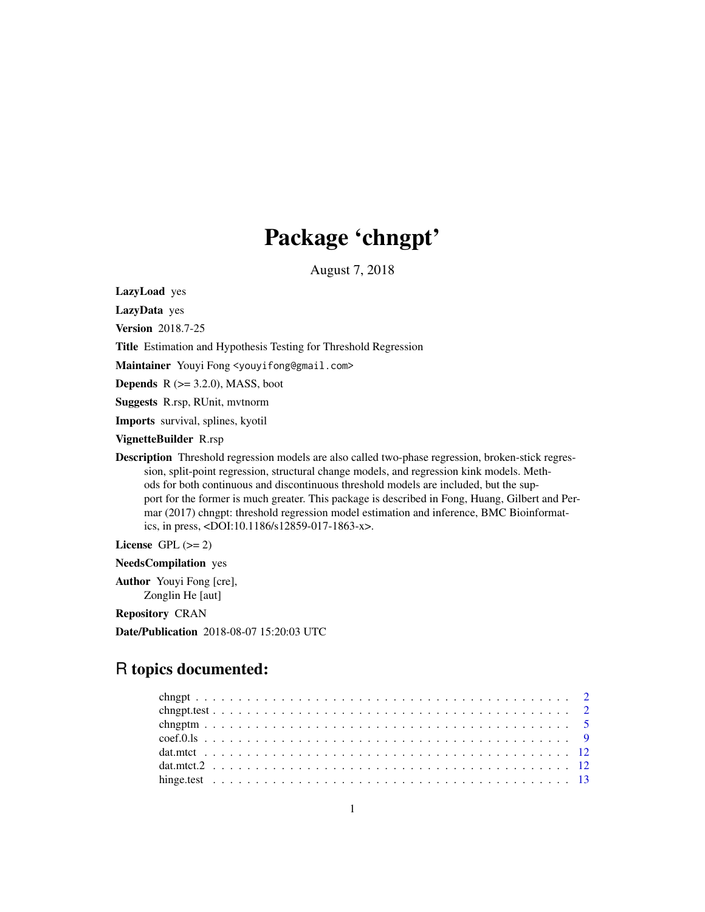# Package 'chngpt'

August 7, 2018

**LazyLoad** yes

**LazyData** yes

**Version** 2018.7-25

**Title** Estimation and Hypothesis Testing for Threshold Regression

**Maintainer** Youyi Fong <youyifong@gmail.com>

**Depends** R (>= 3.2.0), MASS, boot

**Suggests** R.rsp, RUnit, mvtnorm

**Imports** survival, splines, kyotil

**VignetteBuilder** R.rsp

**Description** Threshold regression models are also called two-phase regression, broken-stick regression, split-point regression, structural change models, and regression kink models. Methods for both continuous and discontinuous threshold models are included, but the support for the former is much greater. This package is described in Fong, Huang, Gilbert and Permar (2017) chngpt: threshold regression model estimation and inference, BMC Bioinformatics, in press, <DOI:10.1186/s12859-017-1863-x>.

**License** GPL (>= 2)

**NeedsCompilation** yes

**Author** Youyi Fong [cre],
Zonglin He [aut]

**Repository** CRAN

**Date/Publication** 2018-08-07 15:20:03 UTC

## R topics documented:

- chngpt . . . . . . . . . . . . . . . . . . . . . . . . . . . . . . . . . . . . . . . . . 2
- chngpt.test . . . . . . . . . . . . . . . . . . . . . . . . . . . . . . . . . . . . . . . 2
- chngptm . . . . . . . . . . . . . . . . . . . . . . . . . . . . . . . . . . . . . . . . 5
- coef.0.ls . . . . . . . . . . . . . . . . . . . . . . . . . . . . . . . . . . . . . . . . 9
- dat.mtct . . . . . . . . . . . . . . . . . . . . . . . . . . . . . . . . . . . . . . . . 12
- dat.mtct.2 . . . . . . . . . . . . . . . . . . . . . . . . . . . . . . . . . . . . . . . 12
- hinge.test . . . . . . . . . . . . . . . . . . . . . . . . . . . . . . . . . . . . . . . 13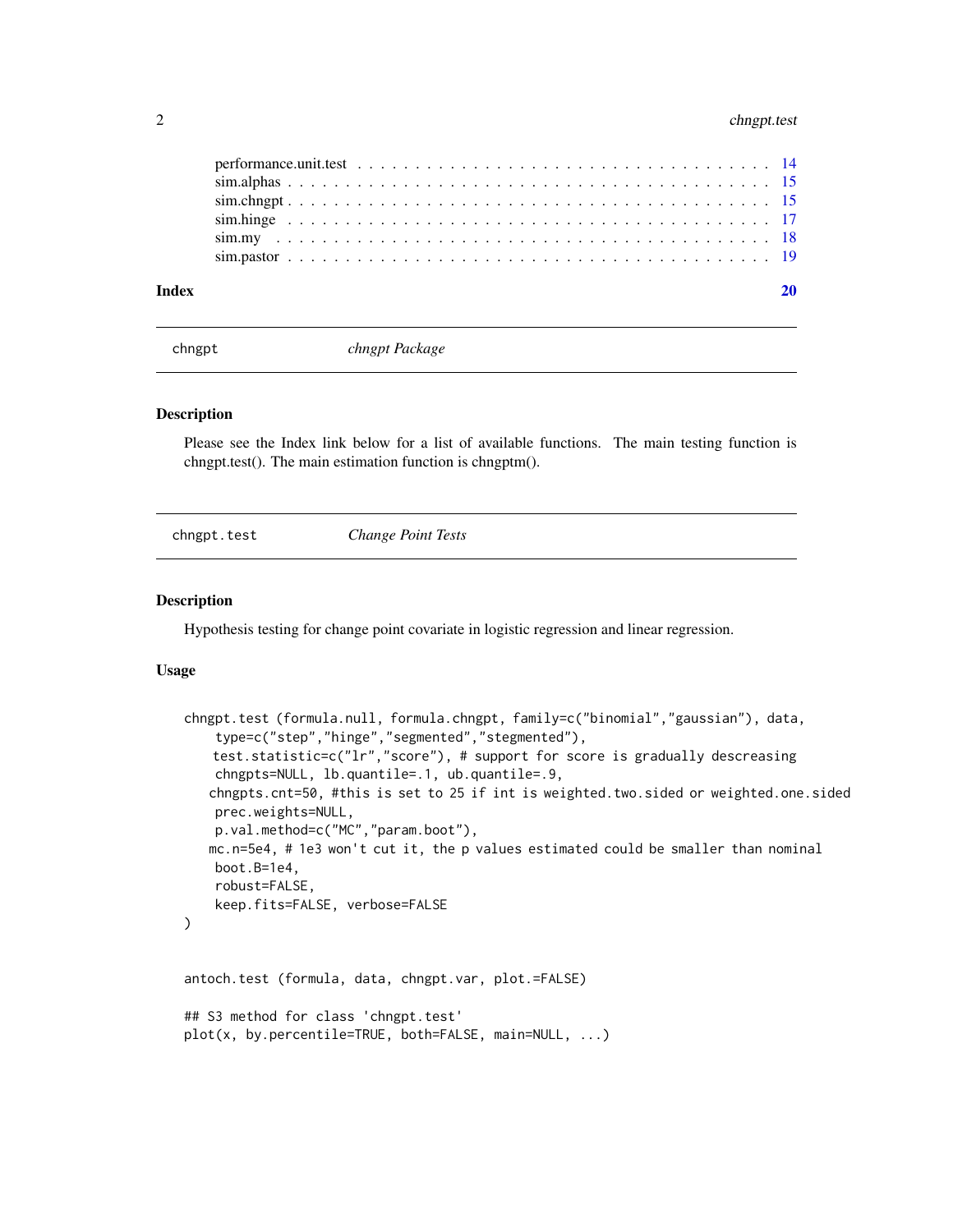performance.unit.test . . . . . . . . . . . . . . . . . . . . . . . . . . . . . . . . . . . 14
sim.alphas . . . . . . . . . . . . . . . . . . . . . . . . . . . . . . . . . . . . . . . . . 15
sim.chngpt . . . . . . . . . . . . . . . . . . . . . . . . . . . . . . . . . . . . . . . . . 15
sim.hinge . . . . . . . . . . . . . . . . . . . . . . . . . . . . . . . . . . . . . . . . . 17
sim.my . . . . . . . . . . . . . . . . . . . . . . . . . . . . . . . . . . . . . . . . . . . 18
sim.pastor . . . . . . . . . . . . . . . . . . . . . . . . . . . . . . . . . . . . . . . . . 19

**Index** **20**

---

`chngpt` *chngpt Package*

---

### Description

Please see the Index link below for a list of available functions. The main testing function is chngpt.test(). The main estimation function is chngptm().

---

`chngpt.test` *Change Point Tests*

---

### Description

Hypothesis testing for change point covariate in logistic regression and linear regression.

### Usage

```
chngpt.test (formula.null, formula.chngpt, family=c("binomial","gaussian"), data,
     type=c("step","hinge","segmented","stegmented"),
    test.statistic=c("lr","score"), # support for score is gradually descreasing
     chngpts=NULL, lb.quantile=.1, ub.quantile=.9,
    chngpts.cnt=50, #this is set to 25 if int is weighted.two.sided or weighted.one.sided
     prec.weights=NULL,
     p.val.method=c("MC","param.boot"),
    mc.n=5e4, # 1e3 won't cut it, the p values estimated could be smaller than nominal
     boot.B=1e4,
     robust=FALSE,
     keep.fits=FALSE, verbose=FALSE
)


antoch.test (formula, data, chngpt.var, plot.=FALSE)

## S3 method for class 'chngpt.test'
plot(x, by.percentile=TRUE, both=FALSE, main=NULL, ...)
```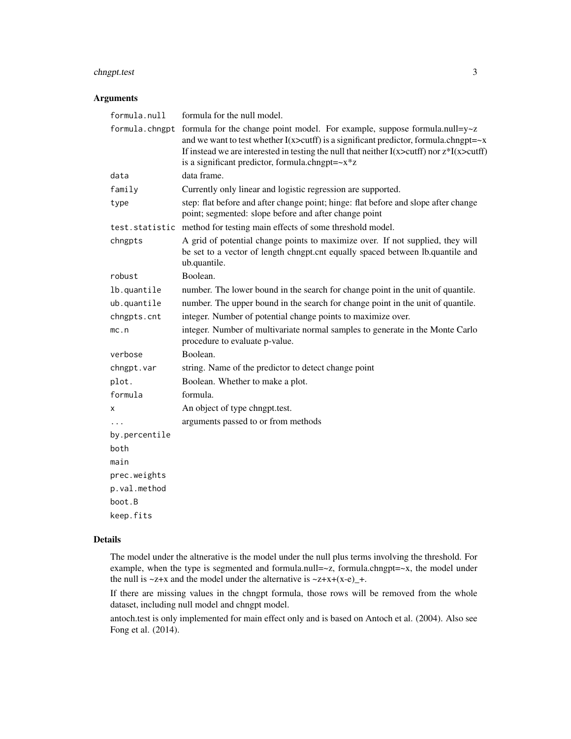## Arguments

| Argument | Description |
|---|---|
| `formula.null` | formula for the null model. |
| `formula.chngpt` | formula for the change point model. For example, suppose formula.null=y~z and we want to test whether I(x>cutff) is a significant predictor, formula.chngpt=~x If instead we are interested in testing the null that neither I(x>cutff) nor z*I(x>cutff) is a significant predictor, formula.chngpt=~x*z |
| `data` | data frame. |
| `family` | Currently only linear and logistic regression are supported. |
| `type` | step: flat before and after change point; hinge: flat before and slope after change point; segmented: slope before and after change point |
| `test.statistic` | method for testing main effects of some threshold model. |
| `chngpts` | A grid of potential change points to maximize over. If not supplied, they will be set to a vector of length chngpt.cnt equally spaced between lb.quantile and ub.quantile. |
| `robust` | Boolean. |
| `lb.quantile` | number. The lower bound in the search for change point in the unit of quantile. |
| `ub.quantile` | number. The upper bound in the search for change point in the unit of quantile. |
| `chngpts.cnt` | integer. Number of potential change points to maximize over. |
| `mc.n` | integer. Number of multivariate normal samples to generate in the Monte Carlo procedure to evaluate p-value. |
| `verbose` | Boolean. |
| `chngpt.var` | string. Name of the predictor to detect change point |
| `plot.` | Boolean. Whether to make a plot. |
| `formula` | formula. |
| `x` | An object of type chngpt.test. |
| `...` | arguments passed to or from methods |
| `by.percentile` | |
| `both` | |
| `main` | |
| `prec.weights` | |
| `p.val.method` | |
| `boot.B` | |
| `keep.fits` | |

## Details

The model under the altnerative is the model under the null plus terms involving the threshold. For example, when the type is segmented and formula.null=~z, formula.chngpt=~x, the model under the null is ~z+x and the model under the alternative is ~z+x+(x-e)_+.

If there are missing values in the chngpt formula, those rows will be removed from the whole dataset, including null model and chngpt model.

antoch.test is only implemented for main effect only and is based on Antoch et al. (2004). Also see Fong et al. (2014).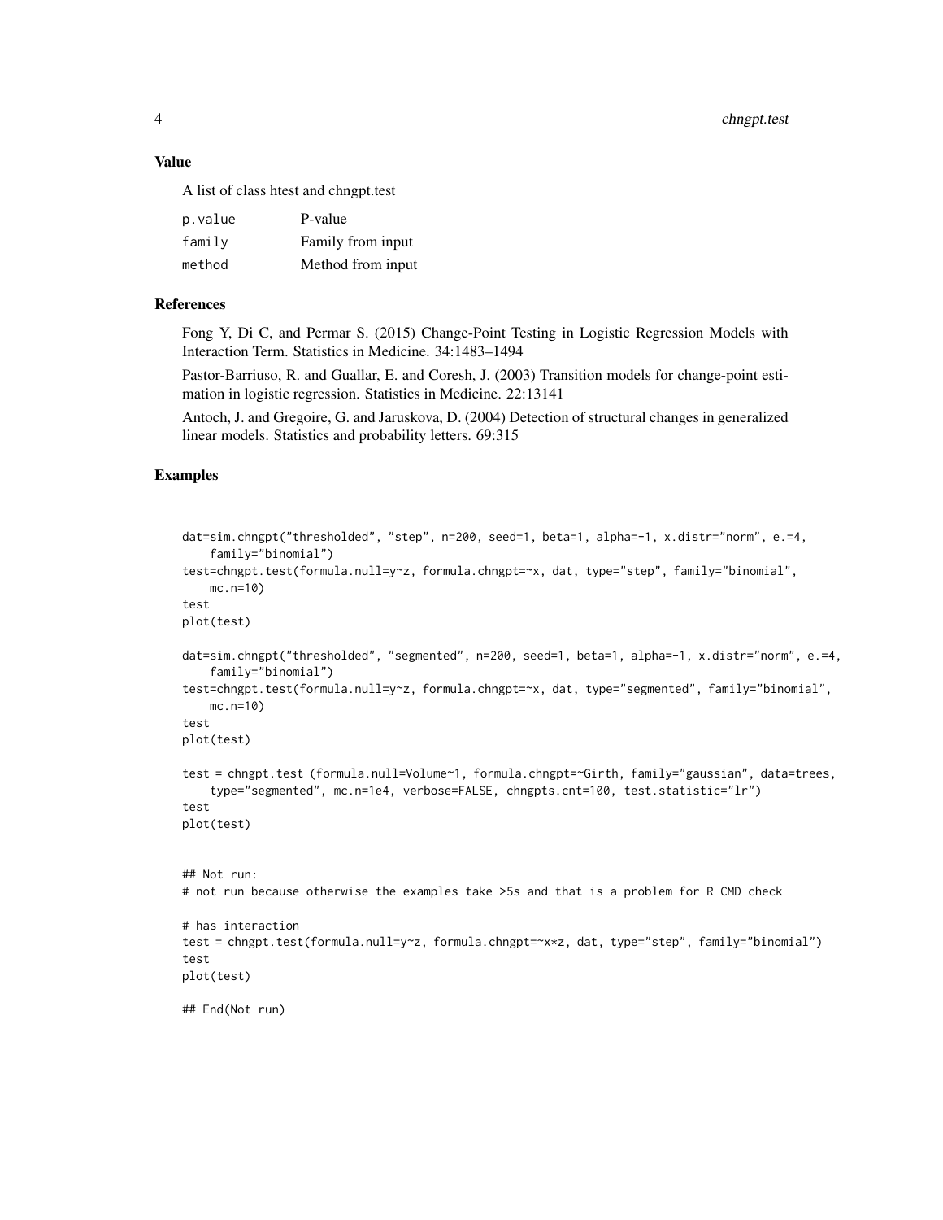### Value

A list of class htest and chngpt.test

| | |
|---|---|
| p.value | P-value |
| family | Family from input |
| method | Method from input |

### References

Fong Y, Di C, and Permar S. (2015) Change-Point Testing in Logistic Regression Models with Interaction Term. Statistics in Medicine. 34:1483–1494

Pastor-Barriuso, R. and Guallar, E. and Coresh, J. (2003) Transition models for change-point estimation in logistic regression. Statistics in Medicine. 22:13141

Antoch, J. and Gregoire, G. and Jaruskova, D. (2004) Detection of structural changes in generalized linear models. Statistics and probability letters. 69:315

### Examples

```
dat=sim.chngpt("thresholded", "step", n=200, seed=1, beta=1, alpha=-1, x.distr="norm", e.=4,
    family="binomial")
test=chngpt.test(formula.null=y~z, formula.chngpt=~x, dat, type="step", family="binomial",
    mc.n=10)
test
plot(test)

dat=sim.chngpt("thresholded", "segmented", n=200, seed=1, beta=1, alpha=-1, x.distr="norm", e.=4,
    family="binomial")
test=chngpt.test(formula.null=y~z, formula.chngpt=~x, dat, type="segmented", family="binomial",
    mc.n=10)
test
plot(test)

test = chngpt.test (formula.null=Volume~1, formula.chngpt=~Girth, family="gaussian", data=trees,
    type="segmented", mc.n=1e4, verbose=FALSE, chngpts.cnt=100, test.statistic="lr")
test
plot(test)


## Not run:
# not run because otherwise the examples take >5s and that is a problem for R CMD check

# has interaction
test = chngpt.test(formula.null=y~z, formula.chngpt=~x*z, dat, type="step", family="binomial")
test
plot(test)

## End(Not run)
```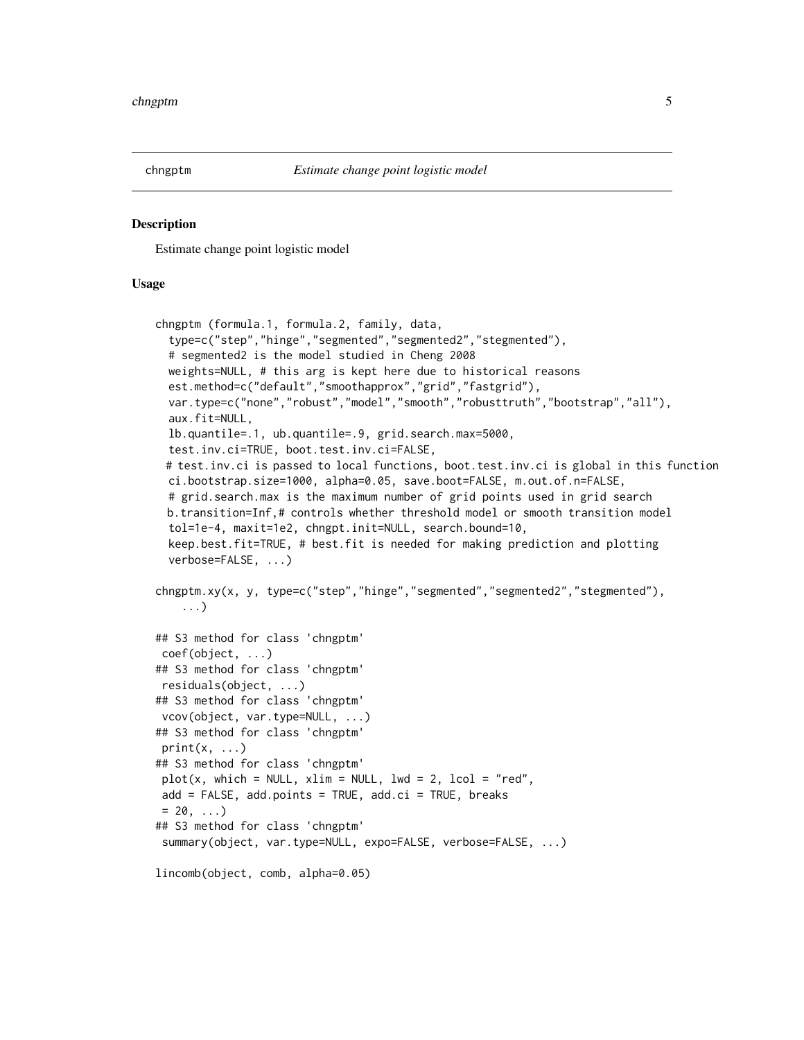chngptm *Estimate change point logistic model*

## Description

Estimate change point logistic model

## Usage

```
chngptm (formula.1, formula.2, family, data,
  type=c("step","hinge","segmented","segmented2","stegmented"),
  # segmented2 is the model studied in Cheng 2008
  weights=NULL, # this arg is kept here due to historical reasons
  est.method=c("default","smoothapprox","grid","fastgrid"),
  var.type=c("none","robust","model","smooth","robusttruth","bootstrap","all"),
  aux.fit=NULL,
  lb.quantile=.1, ub.quantile=.9, grid.search.max=5000,
  test.inv.ci=TRUE, boot.test.inv.ci=FALSE,
 # test.inv.ci is passed to local functions, boot.test.inv.ci is global in this function
  ci.bootstrap.size=1000, alpha=0.05, save.boot=FALSE, m.out.of.n=FALSE,
  # grid.search.max is the maximum number of grid points used in grid search
 b.transition=Inf,# controls whether threshold model or smooth transition model
  tol=1e-4, maxit=1e2, chngpt.init=NULL, search.bound=10,
  keep.best.fit=TRUE, # best.fit is needed for making prediction and plotting
  verbose=FALSE, ...)

chngptm.xy(x, y, type=c("step","hinge","segmented","segmented2","stegmented"),
    ...)

## S3 method for class 'chngptm'
 coef(object, ...)
## S3 method for class 'chngptm'
 residuals(object, ...)
## S3 method for class 'chngptm'
 vcov(object, var.type=NULL, ...)
## S3 method for class 'chngptm'
 print(x, ...)
## S3 method for class 'chngptm'
 plot(x, which = NULL, xlim = NULL, lwd = 2, lcol = "red",
 add = FALSE, add.points = TRUE, add.ci = TRUE, breaks
 = 20, ...)
## S3 method for class 'chngptm'
 summary(object, var.type=NULL, expo=FALSE, verbose=FALSE, ...)

lincomb(object, comb, alpha=0.05)
```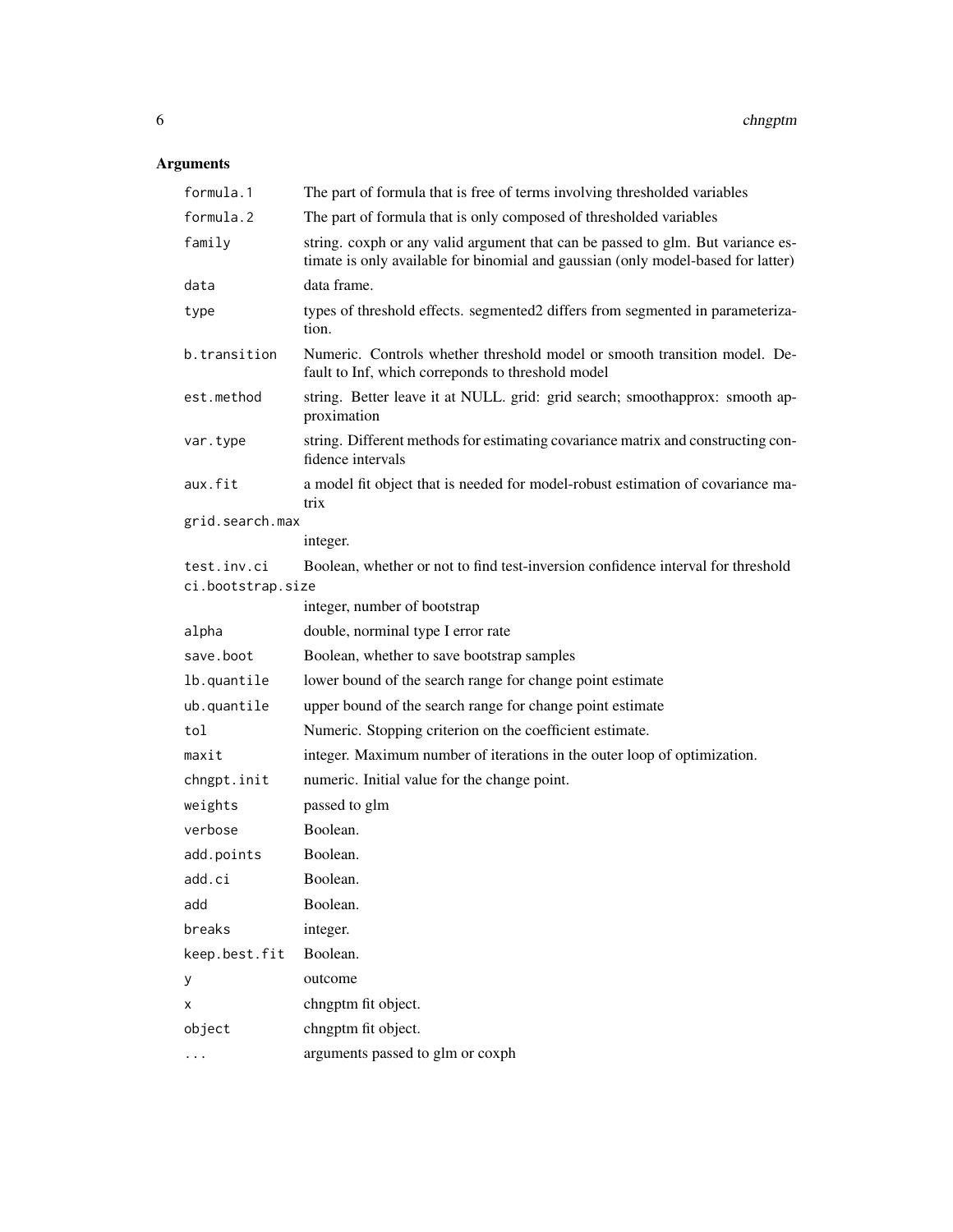## Arguments

| | |
|---|---|
| `formula.1` | The part of formula that is free of terms involving thresholded variables |
| `formula.2` | The part of formula that is only composed of thresholded variables |
| `family` | string. coxph or any valid argument that can be passed to glm. But variance estimate is only available for binomial and gaussian (only model-based for latter) |
| `data` | data frame. |
| `type` | types of threshold effects. segmented2 differs from segmented in parameterization. |
| `b.transition` | Numeric. Controls whether threshold model or smooth transition model. Default to Inf, which correponds to threshold model |
| `est.method` | string. Better leave it at NULL. grid: grid search; smoothapprox: smooth approximation |
| `var.type` | string. Different methods for estimating covariance matrix and constructing confidence intervals |
| `aux.fit` | a model fit object that is needed for model-robust estimation of covariance matrix |
| `grid.search.max` | integer. |
| `test.inv.ci` | Boolean, whether or not to find test-inversion confidence interval for threshold |
| `ci.bootstrap.size` | integer, number of bootstrap |
| `alpha` | double, norminal type I error rate |
| `save.boot` | Boolean, whether to save bootstrap samples |
| `lb.quantile` | lower bound of the search range for change point estimate |
| `ub.quantile` | upper bound of the search range for change point estimate |
| `tol` | Numeric. Stopping criterion on the coefficient estimate. |
| `maxit` | integer. Maximum number of iterations in the outer loop of optimization. |
| `chngpt.init` | numeric. Initial value for the change point. |
| `weights` | passed to glm |
| `verbose` | Boolean. |
| `add.points` | Boolean. |
| `add.ci` | Boolean. |
| `add` | Boolean. |
| `breaks` | integer. |
| `keep.best.fit` | Boolean. |
| `y` | outcome |
| `x` | chngptm fit object. |
| `object` | chngptm fit object. |
| `...` | arguments passed to glm or coxph |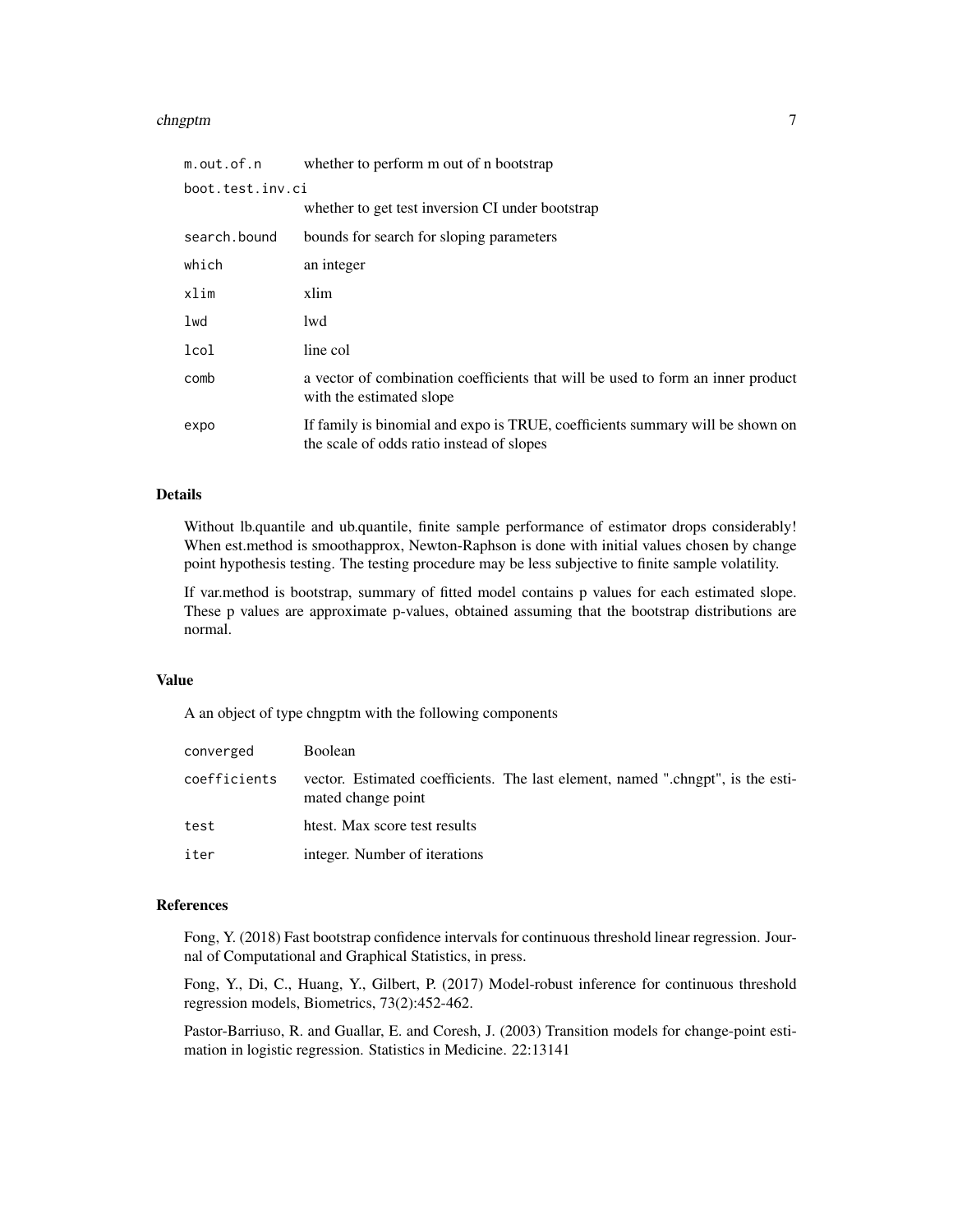| | |
|---|---|
| `m.out.of.n` | whether to perform m out of n bootstrap |
| `boot.test.inv.ci` | whether to get test inversion CI under bootstrap |
| `search.bound` | bounds for search for sloping parameters |
| `which` | an integer |
| `xlim` | xlim |
| `lwd` | lwd |
| `lcol` | line col |
| `comb` | a vector of combination coefficients that will be used to form an inner product with the estimated slope |
| `expo` | If family is binomial and expo is TRUE, coefficients summary will be shown on the scale of odds ratio instead of slopes |

## Details

Without lb.quantile and ub.quantile, finite sample performance of estimator drops considerably! When est.method is smoothapprox, Newton-Raphson is done with initial values chosen by change point hypothesis testing. The testing procedure may be less subjective to finite sample volatility.

If var.method is bootstrap, summary of fitted model contains p values for each estimated slope. These p values are approximate p-values, obtained assuming that the bootstrap distributions are normal.

## Value

A an object of type chngptm with the following components

| | |
|---|---|
| `converged` | Boolean |
| `coefficients` | vector. Estimated coefficients. The last element, named ".chngpt", is the estimated change point |
| `test` | htest. Max score test results |
| `iter` | integer. Number of iterations |

## References

Fong, Y. (2018) Fast bootstrap confidence intervals for continuous threshold linear regression. Journal of Computational and Graphical Statistics, in press.

Fong, Y., Di, C., Huang, Y., Gilbert, P. (2017) Model-robust inference for continuous threshold regression models, Biometrics, 73(2):452-462.

Pastor-Barriuso, R. and Guallar, E. and Coresh, J. (2003) Transition models for change-point estimation in logistic regression. Statistics in Medicine. 22:13141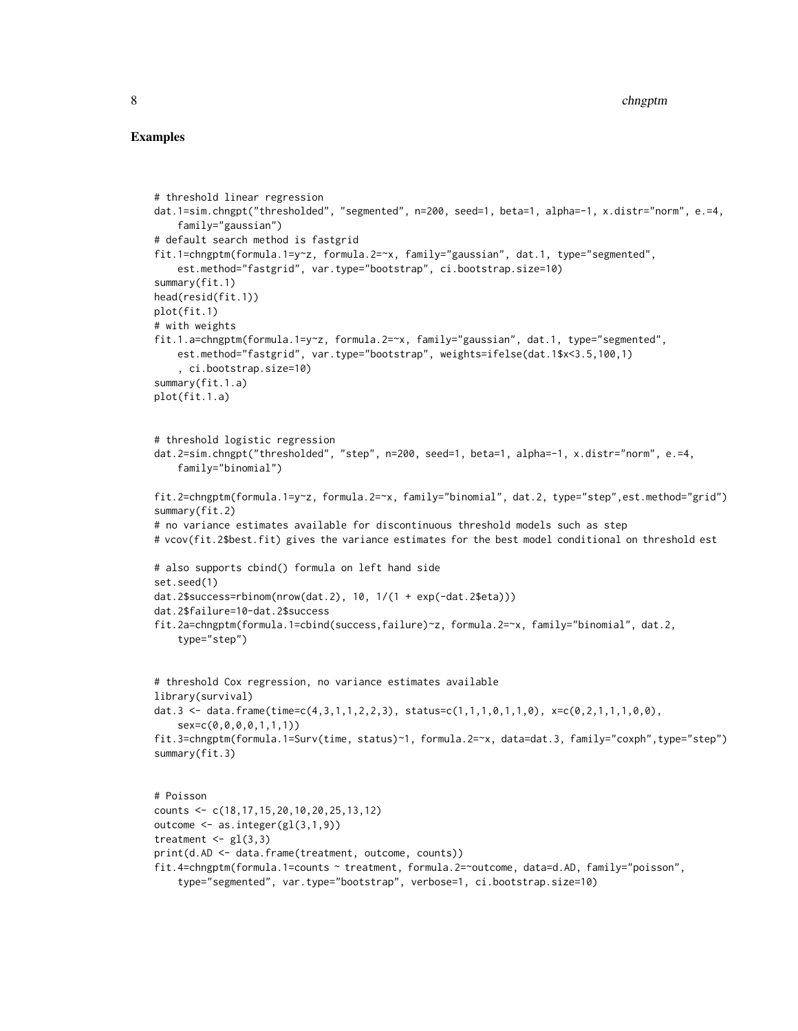## Examples

```
# threshold linear regression
dat.1=sim.chngpt("thresholded", "segmented", n=200, seed=1, beta=1, alpha=-1, x.distr="norm", e.=4,
    family="gaussian")
# default search method is fastgrid
fit.1=chngptm(formula.1=y~z, formula.2=~x, family="gaussian", dat.1, type="segmented",
    est.method="fastgrid", var.type="bootstrap", ci.bootstrap.size=10)
summary(fit.1)
head(resid(fit.1))
plot(fit.1)
# with weights
fit.1.a=chngptm(formula.1=y~z, formula.2=~x, family="gaussian", dat.1, type="segmented",
    est.method="fastgrid", var.type="bootstrap", weights=ifelse(dat.1$x<3.5,100,1)
    , ci.bootstrap.size=10)
summary(fit.1.a)
plot(fit.1.a)


# threshold logistic regression
dat.2=sim.chngpt("thresholded", "step", n=200, seed=1, beta=1, alpha=-1, x.distr="norm", e.=4,
    family="binomial")

fit.2=chngptm(formula.1=y~z, formula.2=~x, family="binomial", dat.2, type="step",est.method="grid")
summary(fit.2)
# no variance estimates available for discontinuous threshold models such as step
# vcov(fit.2$best.fit) gives the variance estimates for the best model conditional on threshold est

# also supports cbind() formula on left hand side
set.seed(1)
dat.2$success=rbinom(nrow(dat.2), 10, 1/(1 + exp(-dat.2$eta)))
dat.2$failure=10-dat.2$success
fit.2a=chngptm(formula.1=cbind(success,failure)~z, formula.2=~x, family="binomial", dat.2,
    type="step")


# threshold Cox regression, no variance estimates available
library(survival)
dat.3 <- data.frame(time=c(4,3,1,1,2,2,3), status=c(1,1,1,0,1,1,0), x=c(0,2,1,1,1,0,0),
    sex=c(0,0,0,0,1,1,1))
fit.3=chngptm(formula.1=Surv(time, status)~1, formula.2=~x, data=dat.3, family="coxph",type="step")
summary(fit.3)


# Poisson
counts <- c(18,17,15,20,10,20,25,13,12)
outcome <- as.integer(gl(3,1,9))
treatment <- gl(3,3)
print(d.AD <- data.frame(treatment, outcome, counts))
fit.4=chngptm(formula.1=counts ~ treatment, formula.2=~outcome, data=d.AD, family="poisson",
    type="segmented", var.type="bootstrap", verbose=1, ci.bootstrap.size=10)
```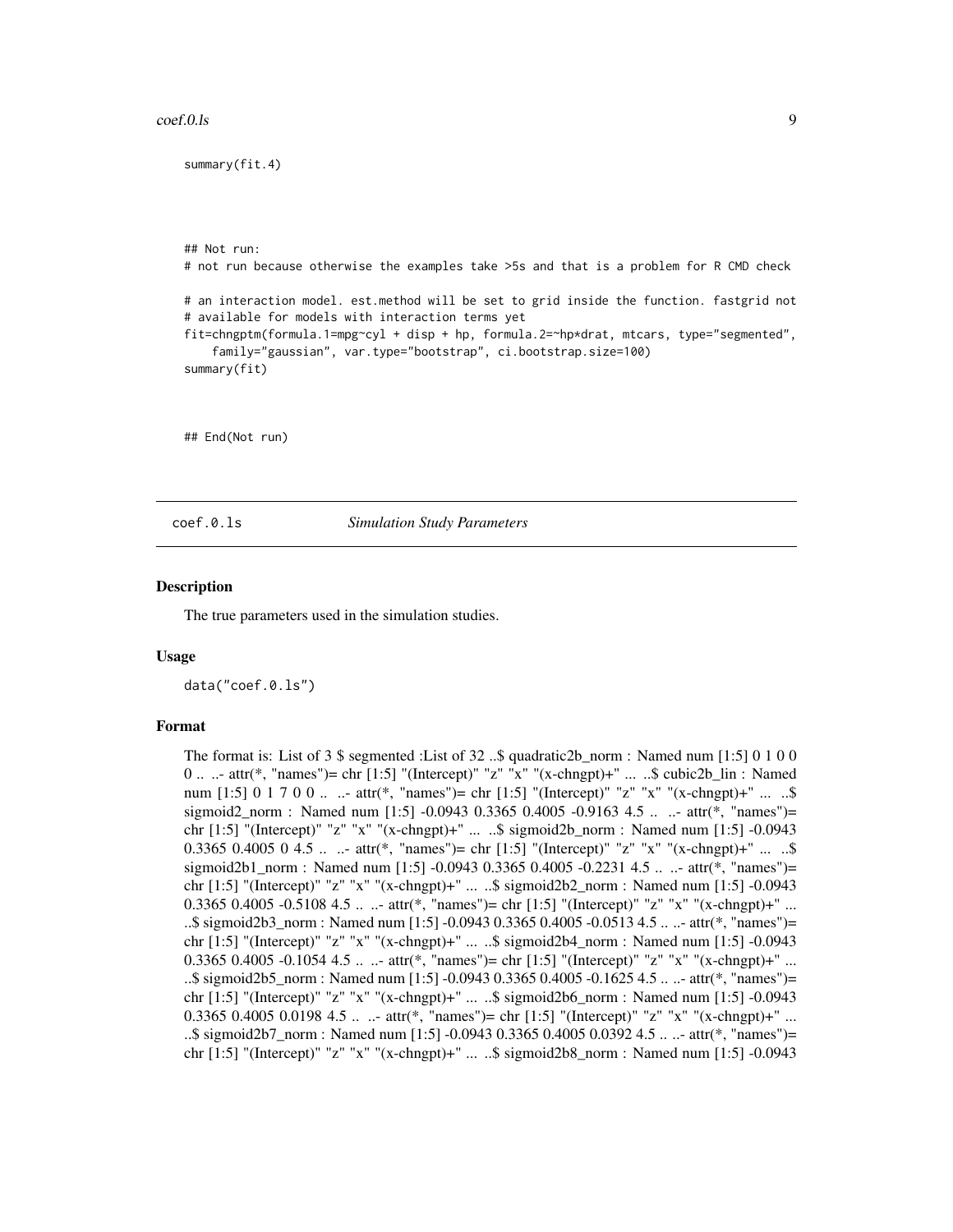```
summary(fit.4)



## Not run:
# not run because otherwise the examples take >5s and that is a problem for R CMD check

# an interaction model. est.method will be set to grid inside the function. fastgrid not
# available for models with interaction terms yet
fit=chngptm(formula.1=mpg~cyl + disp + hp, formula.2=~hp*drat, mtcars, type="segmented",
    family="gaussian", var.type="bootstrap", ci.bootstrap.size=100)
summary(fit)



## End(Not run)
```

---

coef.0.ls    *Simulation Study Parameters*

---

### Description

The true parameters used in the simulation studies.

### Usage

```
data("coef.0.ls")
```

### Format

The format is: List of 3 $ segmented :List of 32 ..$ quadratic2b_norm : Named num [1:5] 0 1 0 0 0 .. ..- attr(*, "names")= chr [1:5] "(Intercept)" "z" "x" "(x-chngpt)+" ... ..$ cubic2b_lin : Named num [1:5] 0 1 7 0 0 .. ..- attr(*, "names")= chr [1:5] "(Intercept)" "z" "x" "(x-chngpt)+" ... ..$ sigmoid2_norm : Named num [1:5] -0.0943 0.3365 0.4005 -0.9163 4.5 .. ..- attr(*, "names")= chr [1:5] "(Intercept)" "z" "x" "(x-chngpt)+" ... ..$ sigmoid2b_norm : Named num [1:5] -0.0943 0.3365 0.4005 0 4.5 .. ..- attr(*, "names")= chr [1:5] "(Intercept)" "z" "x" "(x-chngpt)+" ... ..$ sigmoid2b1_norm : Named num [1:5] -0.0943 0.3365 0.4005 -0.2231 4.5 .. ..- attr(*, "names")= chr [1:5] "(Intercept)" "z" "x" "(x-chngpt)+" ... ..$ sigmoid2b2_norm : Named num [1:5] -0.0943 0.3365 0.4005 -0.5108 4.5 .. ..- attr(*, "names")= chr [1:5] "(Intercept)" "z" "x" "(x-chngpt)+" ... ..$ sigmoid2b3_norm : Named num [1:5] -0.0943 0.3365 0.4005 -0.0513 4.5 .. ..- attr(*, "names")= chr [1:5] "(Intercept)" "z" "x" "(x-chngpt)+" ... ..$ sigmoid2b4_norm : Named num [1:5] -0.0943 0.3365 0.4005 -0.1054 4.5 .. ..- attr(*, "names")= chr [1:5] "(Intercept)" "z" "x" "(x-chngpt)+" ... ..$ sigmoid2b5_norm : Named num [1:5] -0.0943 0.3365 0.4005 -0.1625 4.5 .. ..- attr(*, "names")= chr [1:5] "(Intercept)" "z" "x" "(x-chngpt)+" ... ..$ sigmoid2b6_norm : Named num [1:5] -0.0943 0.3365 0.4005 0.0198 4.5 .. ..- attr(*, "names")= chr [1:5] "(Intercept)" "z" "x" "(x-chngpt)+" ... ..$ sigmoid2b7_norm : Named num [1:5] -0.0943 0.3365 0.4005 0.0392 4.5 .. ..- attr(*, "names")= chr [1:5] "(Intercept)" "z" "x" "(x-chngpt)+" ... ..$ sigmoid2b8_norm : Named num [1:5] -0.0943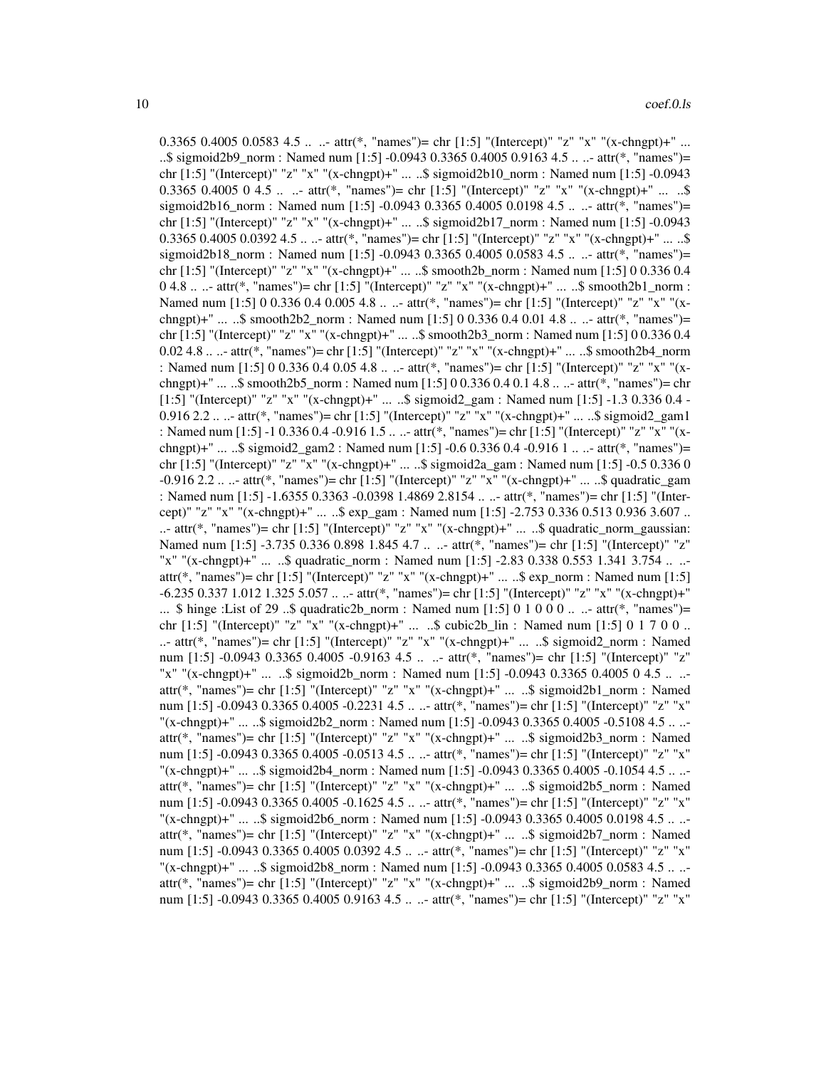0.3365 0.4005 0.0583 4.5 .. ..- attr(*, "names")= chr [1:5] "(Intercept)" "z" "x" "(x-chngpt)+" ... ..$ sigmoid2b9_norm : Named num [1:5] -0.0943 0.3365 0.4005 0.9163 4.5 .. ..- attr(*, "names")= chr [1:5] "(Intercept)" "z" "x" "(x-chngpt)+" ... ..$ sigmoid2b10_norm : Named num [1:5] -0.0943 0.3365 0.4005 0 4.5 .. ..- attr(*, "names")= chr [1:5] "(Intercept)" "z" "x" "(x-chngpt)+" ... ..$ sigmoid2b16_norm : Named num [1:5] -0.0943 0.3365 0.4005 0.0198 4.5 .. ..- attr(*, "names")= chr [1:5] "(Intercept)" "z" "x" "(x-chngpt)+" ... ..$ sigmoid2b17_norm : Named num [1:5] -0.0943 0.3365 0.4005 0.0392 4.5 .. ..- attr(*, "names")= chr [1:5] "(Intercept)" "z" "x" "(x-chngpt)+" ... ..$ sigmoid2b18_norm : Named num [1:5] -0.0943 0.3365 0.4005 0.0583 4.5 .. ..- attr(*, "names")= chr [1:5] "(Intercept)" "z" "x" "(x-chngpt)+" ... ..$ smooth2b_norm : Named num [1:5] 0 0.336 0.4 0 4.8 .. ..- attr(*, "names")= chr [1:5] "(Intercept)" "z" "x" "(x-chngpt)+" ... ..$ smooth2b1_norm : Named num [1:5] 0 0.336 0.4 0.005 4.8 .. ..- attr(*, "names")= chr [1:5] "(Intercept)" "z" "x" "(x-chngpt)+" ... ..$ smooth2b2_norm : Named num [1:5] 0 0.336 0.4 0.01 4.8 .. ..- attr(*, "names")= chr [1:5] "(Intercept)" "z" "x" "(x-chngpt)+" ... ..$ smooth2b3_norm : Named num [1:5] 0 0.336 0.4 0.02 4.8 .. ..- attr(*, "names")= chr [1:5] "(Intercept)" "z" "x" "(x-chngpt)+" ... ..$ smooth2b4_norm : Named num [1:5] 0 0.336 0.4 0.05 4.8 .. ..- attr(*, "names")= chr [1:5] "(Intercept)" "z" "x" "(x-chngpt)+" ... ..$ smooth2b5_norm : Named num [1:5] 0 0.336 0.4 0.1 4.8 .. ..- attr(*, "names")= chr [1:5] "(Intercept)" "z" "x" "(x-chngpt)+" ... ..$ sigmoid2_gam : Named num [1:5] -1.3 0.336 0.4 -0.916 2.2 .. ..- attr(*, "names")= chr [1:5] "(Intercept)" "z" "x" "(x-chngpt)+" ... ..$ sigmoid2_gam1 : Named num [1:5] -1 0.336 0.4 -0.916 1.5 .. ..- attr(*, "names")= chr [1:5] "(Intercept)" "z" "x" "(x-chngpt)+" ... ..$ sigmoid2_gam2 : Named num [1:5] -0.6 0.336 0.4 -0.916 1 .. ..- attr(*, "names")= chr [1:5] "(Intercept)" "z" "x" "(x-chngpt)+" ... ..$ sigmoid2a_gam : Named num [1:5] -0.5 0.336 0 -0.916 2.2 .. ..- attr(*, "names")= chr [1:5] "(Intercept)" "z" "x" "(x-chngpt)+" ... ..$ quadratic_gam : Named num [1:5] -1.6355 0.3363 -0.0398 1.4869 2.8154 .. ..- attr(*, "names")= chr [1:5] "(Intercept)" "z" "x" "(x-chngpt)+" ... ..$ exp_gam : Named num [1:5] -2.753 0.336 0.513 0.936 3.607 .. ..- attr(*, "names")= chr [1:5] "(Intercept)" "z" "x" "(x-chngpt)+" ... ..$ quadratic_norm_gaussian: Named num [1:5] -3.735 0.336 0.898 1.845 4.7 .. ..- attr(*, "names")= chr [1:5] "(Intercept)" "z" "x" "(x-chngpt)+" ... ..$ quadratic_norm : Named num [1:5] -2.83 0.338 0.553 1.341 3.754 .. ..- attr(*, "names")= chr [1:5] "(Intercept)" "z" "x" "(x-chngpt)+" ... ..$ exp_norm : Named num [1:5] -6.235 0.337 1.012 1.325 5.057 .. ..- attr(*, "names")= chr [1:5] "(Intercept)" "z" "x" "(x-chngpt)+" ... $ hinge :List of 29 ..$ quadratic2b_norm : Named num [1:5] 0 1 0 0 0 .. ..- attr(*, "names")= chr [1:5] "(Intercept)" "z" "x" "(x-chngpt)+" ... ..$ cubic2b_lin : Named num [1:5] 0 1 7 0 0 .. ..- attr(*, "names")= chr [1:5] "(Intercept)" "z" "x" "(x-chngpt)+" ... ..$ sigmoid2_norm : Named num [1:5] -0.0943 0.3365 0.4005 -0.9163 4.5 .. ..- attr(*, "names")= chr [1:5] "(Intercept)" "z" "x" "(x-chngpt)+" ... ..$ sigmoid2b_norm : Named num [1:5] -0.0943 0.3365 0.4005 0 4.5 .. ..- attr(*, "names")= chr [1:5] "(Intercept)" "z" "x" "(x-chngpt)+" ... ..$ sigmoid2b1_norm : Named num [1:5] -0.0943 0.3365 0.4005 -0.2231 4.5 .. ..- attr(*, "names")= chr [1:5] "(Intercept)" "z" "x" "(x-chngpt)+" ... ..$ sigmoid2b2_norm : Named num [1:5] -0.0943 0.3365 0.4005 -0.5108 4.5 .. ..- attr(*, "names")= chr [1:5] "(Intercept)" "z" "x" "(x-chngpt)+" ... ..$ sigmoid2b3_norm : Named num [1:5] -0.0943 0.3365 0.4005 -0.0513 4.5 .. ..- attr(*, "names")= chr [1:5] "(Intercept)" "z" "x" "(x-chngpt)+" ... ..$ sigmoid2b4_norm : Named num [1:5] -0.0943 0.3365 0.4005 -0.1054 4.5 .. ..- attr(*, "names")= chr [1:5] "(Intercept)" "z" "x" "(x-chngpt)+" ... ..$ sigmoid2b5_norm : Named num [1:5] -0.0943 0.3365 0.4005 -0.1625 4.5 .. ..- attr(*, "names")= chr [1:5] "(Intercept)" "z" "x" "(x-chngpt)+" ... ..$ sigmoid2b6_norm : Named num [1:5] -0.0943 0.3365 0.4005 0.0198 4.5 .. ..- attr(*, "names")= chr [1:5] "(Intercept)" "z" "x" "(x-chngpt)+" ... ..$ sigmoid2b7_norm : Named num [1:5] -0.0943 0.3365 0.4005 0.0392 4.5 .. ..- attr(*, "names")= chr [1:5] "(Intercept)" "z" "x" "(x-chngpt)+" ... ..$ sigmoid2b8_norm : Named num [1:5] -0.0943 0.3365 0.4005 0.0583 4.5 .. ..- attr(*, "names")= chr [1:5] "(Intercept)" "z" "x" "(x-chngpt)+" ... ..$ sigmoid2b9_norm : Named num [1:5] -0.0943 0.3365 0.4005 0.9163 4.5 .. ..- attr(*, "names")= chr [1:5] "(Intercept)" "z" "x"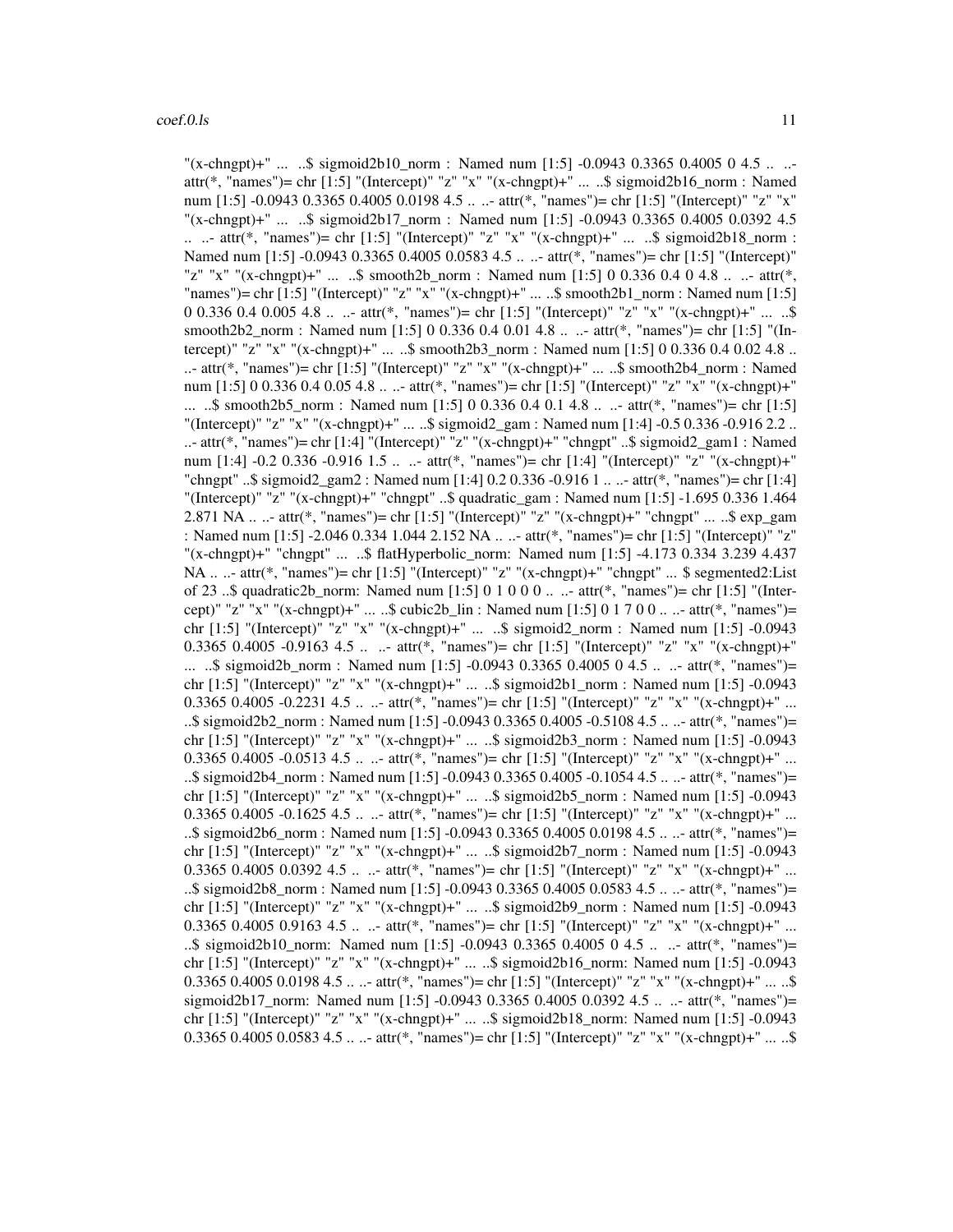"(x-chngpt)+" ... ..$ sigmoid2b10_norm : Named num [1:5] -0.0943 0.3365 0.4005 0 4.5 .. ..- attr(*, "names")= chr [1:5] "(Intercept)" "z" "x" "(x-chngpt)+" ... ..$ sigmoid2b16_norm : Named num [1:5] -0.0943 0.3365 0.4005 0.0198 4.5 .. ..- attr(*, "names")= chr [1:5] "(Intercept)" "z" "x" "(x-chngpt)+" ... ..$ sigmoid2b17_norm : Named num [1:5] -0.0943 0.3365 0.4005 0.0392 4.5 .. ..- attr(*, "names")= chr [1:5] "(Intercept)" "z" "x" "(x-chngpt)+" ... ..$ sigmoid2b18_norm : Named num [1:5] -0.0943 0.3365 0.4005 0.0583 4.5 .. ..- attr(*, "names")= chr [1:5] "(Intercept)" "z" "x" "(x-chngpt)+" ... ..$ smooth2b_norm : Named num [1:5] 0 0.336 0.4 0 4.8 .. ..- attr(*, "names")= chr [1:5] "(Intercept)" "z" "x" "(x-chngpt)+" ... ..$ smooth2b1_norm : Named num [1:5] 0 0.336 0.4 0.005 4.8 .. ..- attr(*, "names")= chr [1:5] "(Intercept)" "z" "x" "(x-chngpt)+" ... ..$ smooth2b2_norm : Named num [1:5] 0 0.336 0.4 0.01 4.8 .. ..- attr(*, "names")= chr [1:5] "(Intercept)" "z" "x" "(x-chngpt)+" ... ..$ smooth2b3_norm : Named num [1:5] 0 0.336 0.4 0.02 4.8 .. ..- attr(*, "names")= chr [1:5] "(Intercept)" "z" "x" "(x-chngpt)+" ... ..$ smooth2b4_norm : Named num [1:5] 0 0.336 0.4 0.05 4.8 .. ..- attr(*, "names")= chr [1:5] "(Intercept)" "z" "x" "(x-chngpt)+" ... ..$ smooth2b5_norm : Named num [1:5] 0 0.336 0.4 0.1 4.8 .. ..- attr(*, "names")= chr [1:5] "(Intercept)" "z" "x" "(x-chngpt)+" ... ..$ sigmoid2_gam : Named num [1:4] -0.5 0.336 -0.916 2.2 .. ..- attr(*, "names")= chr [1:4] "(Intercept)" "z" "(x-chngpt)+" "chngpt" ..$ sigmoid2_gam1 : Named num [1:4] -0.2 0.336 -0.916 1.5 .. ..- attr(*, "names")= chr [1:4] "(Intercept)" "z" "(x-chngpt)+" "chngpt" ..$ sigmoid2_gam2 : Named num [1:4] 0.2 0.336 -0.916 1 .. ..- attr(*, "names")= chr [1:4] "(Intercept)" "z" "(x-chngpt)+" "chngpt" ..$ quadratic_gam : Named num [1:5] -1.695 0.336 1.464 2.871 NA .. ..- attr(*, "names")= chr [1:5] "(Intercept)" "z" "(x-chngpt)+" "chngpt" ... ..$ exp_gam : Named num [1:5] -2.046 0.334 1.044 2.152 NA .. ..- attr(*, "names")= chr [1:5] "(Intercept)" "z" "(x-chngpt)+" "chngpt" ... ..$ flatHyperbolic_norm: Named num [1:5] -4.173 0.334 3.239 4.437 NA .. ..- attr(*, "names")= chr [1:5] "(Intercept)" "z" "(x-chngpt)+" "chngpt" ... $ segmented2:List of 23 ..$ quadratic2b_norm: Named num [1:5] 0 1 0 0 0 .. ..- attr(*, "names")= chr [1:5] "(Intercept)" "z" "x" "(x-chngpt)+" ... ..$ cubic2b_lin : Named num [1:5] 0 1 7 0 0 .. ..- attr(*, "names")= chr [1:5] "(Intercept)" "z" "x" "(x-chngpt)+" ... ..$ sigmoid2_norm : Named num [1:5] -0.0943 0.3365 0.4005 -0.9163 4.5 .. ..- attr(*, "names")= chr [1:5] "(Intercept)" "z" "x" "(x-chngpt)+" ... ..$ sigmoid2b_norm : Named num [1:5] -0.0943 0.3365 0.4005 0 4.5 .. ..- attr(*, "names")= chr [1:5] "(Intercept)" "z" "x" "(x-chngpt)+" ... ..$ sigmoid2b1_norm : Named num [1:5] -0.0943 0.3365 0.4005 -0.2231 4.5 .. ..- attr(*, "names")= chr [1:5] "(Intercept)" "z" "x" "(x-chngpt)+" ... ..$ sigmoid2b2_norm : Named num [1:5] -0.0943 0.3365 0.4005 -0.5108 4.5 .. ..- attr(*, "names")= chr [1:5] "(Intercept)" "z" "x" "(x-chngpt)+" ... ..$ sigmoid2b3_norm : Named num [1:5] -0.0943 0.3365 0.4005 -0.0513 4.5 .. ..- attr(*, "names")= chr [1:5] "(Intercept)" "z" "x" "(x-chngpt)+" ... ..$ sigmoid2b4_norm : Named num [1:5] -0.0943 0.3365 0.4005 -0.1054 4.5 .. ..- attr(*, "names")= chr [1:5] "(Intercept)" "z" "x" "(x-chngpt)+" ... ..$ sigmoid2b5_norm : Named num [1:5] -0.0943 0.3365 0.4005 -0.1625 4.5 .. ..- attr(*, "names")= chr [1:5] "(Intercept)" "z" "x" "(x-chngpt)+" ... ..$ sigmoid2b6_norm : Named num [1:5] -0.0943 0.3365 0.4005 0.0198 4.5 .. ..- attr(*, "names")= chr [1:5] "(Intercept)" "z" "x" "(x-chngpt)+" ... ..$ sigmoid2b7_norm : Named num [1:5] -0.0943 0.3365 0.4005 0.0392 4.5 .. ..- attr(*, "names")= chr [1:5] "(Intercept)" "z" "x" "(x-chngpt)+" ... ..$ sigmoid2b8_norm : Named num [1:5] -0.0943 0.3365 0.4005 0.0583 4.5 .. ..- attr(*, "names")= chr [1:5] "(Intercept)" "z" "x" "(x-chngpt)+" ... ..$ sigmoid2b9_norm : Named num [1:5] -0.0943 0.3365 0.4005 0.9163 4.5 .. ..- attr(*, "names")= chr [1:5] "(Intercept)" "z" "x" "(x-chngpt)+" ... ..$ sigmoid2b10_norm: Named num [1:5] -0.0943 0.3365 0.4005 0 4.5 .. ..- attr(*, "names")= chr [1:5] "(Intercept)" "z" "x" "(x-chngpt)+" ... ..$ sigmoid2b16_norm: Named num [1:5] -0.0943 0.3365 0.4005 0.0198 4.5 .. ..- attr(*, "names")= chr [1:5] "(Intercept)" "z" "x" "(x-chngpt)+" ... ..$ sigmoid2b17_norm: Named num [1:5] -0.0943 0.3365 0.4005 0.0392 4.5 .. ..- attr(*, "names")= chr [1:5] "(Intercept)" "z" "x" "(x-chngpt)+" ... ..$ sigmoid2b18_norm: Named num [1:5] -0.0943 0.3365 0.4005 0.0583 4.5 .. ..- attr(*, "names")= chr [1:5] "(Intercept)" "z" "x" "(x-chngpt)+" ... ..$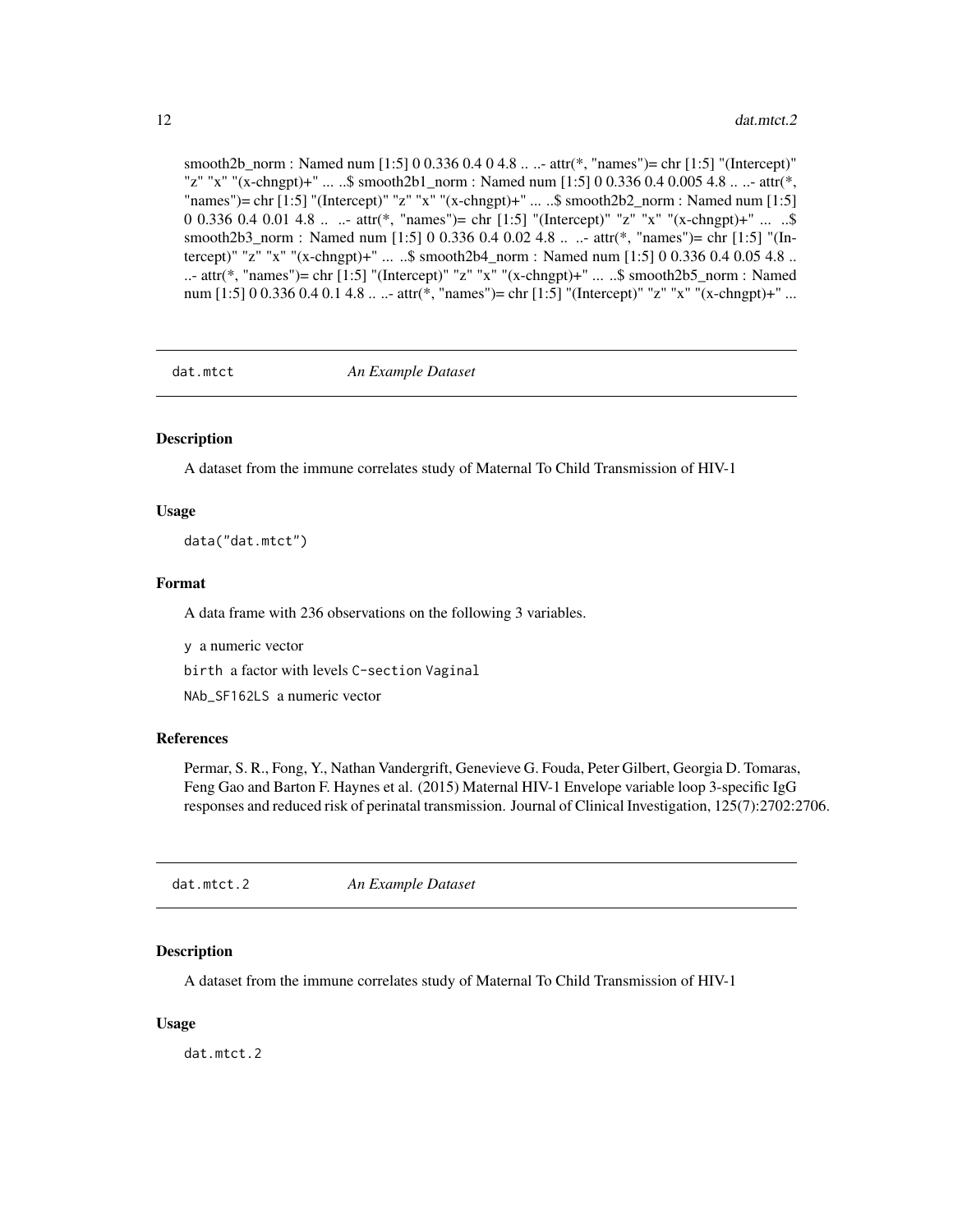smooth2b_norm : Named num [1:5] 0 0.336 0.4 0 4.8 .. ..- attr(*, "names")= chr [1:5] "(Intercept)" "z" "x" "(x-chngpt)+" ... ..$ smooth2b1_norm : Named num [1:5] 0 0.336 0.4 0.005 4.8 .. ..- attr(*, "names")= chr [1:5] "(Intercept)" "z" "x" "(x-chngpt)+" ... ..$ smooth2b2_norm : Named num [1:5] 0 0.336 0.4 0.01 4.8 .. ..- attr(*, "names")= chr [1:5] "(Intercept)" "z" "x" "(x-chngpt)+" ... ..$ smooth2b3_norm : Named num [1:5] 0 0.336 0.4 0.02 4.8 .. ..- attr(*, "names")= chr [1:5] "(Intercept)" "z" "x" "(x-chngpt)+" ... ..$ smooth2b4_norm : Named num [1:5] 0 0.336 0.4 0.05 4.8 .. ..- attr(*, "names")= chr [1:5] "(Intercept)" "z" "x" "(x-chngpt)+" ... ..$ smooth2b5_norm : Named num [1:5] 0 0.336 0.4 0.1 4.8 .. ..- attr(*, "names")= chr [1:5] "(Intercept)" "z" "x" "(x-chngpt)+" ...

## dat.mtct — *An Example Dataset*

### Description

A dataset from the immune correlates study of Maternal To Child Transmission of HIV-1

### Usage

```
data("dat.mtct")
```

### Format

A data frame with 236 observations on the following 3 variables.

- `y` a numeric vector
- `birth` a factor with levels `C-section` `Vaginal`
- `NAb_SF162LS` a numeric vector

### References

Permar, S. R., Fong, Y., Nathan Vandergrift, Genevieve G. Fouda, Peter Gilbert, Georgia D. Tomaras, Feng Gao and Barton F. Haynes et al. (2015) Maternal HIV-1 Envelope variable loop 3-specific IgG responses and reduced risk of perinatal transmission. Journal of Clinical Investigation, 125(7):2702:2706.

## dat.mtct.2 — *An Example Dataset*

### Description

A dataset from the immune correlates study of Maternal To Child Transmission of HIV-1

### Usage

```
dat.mtct.2
```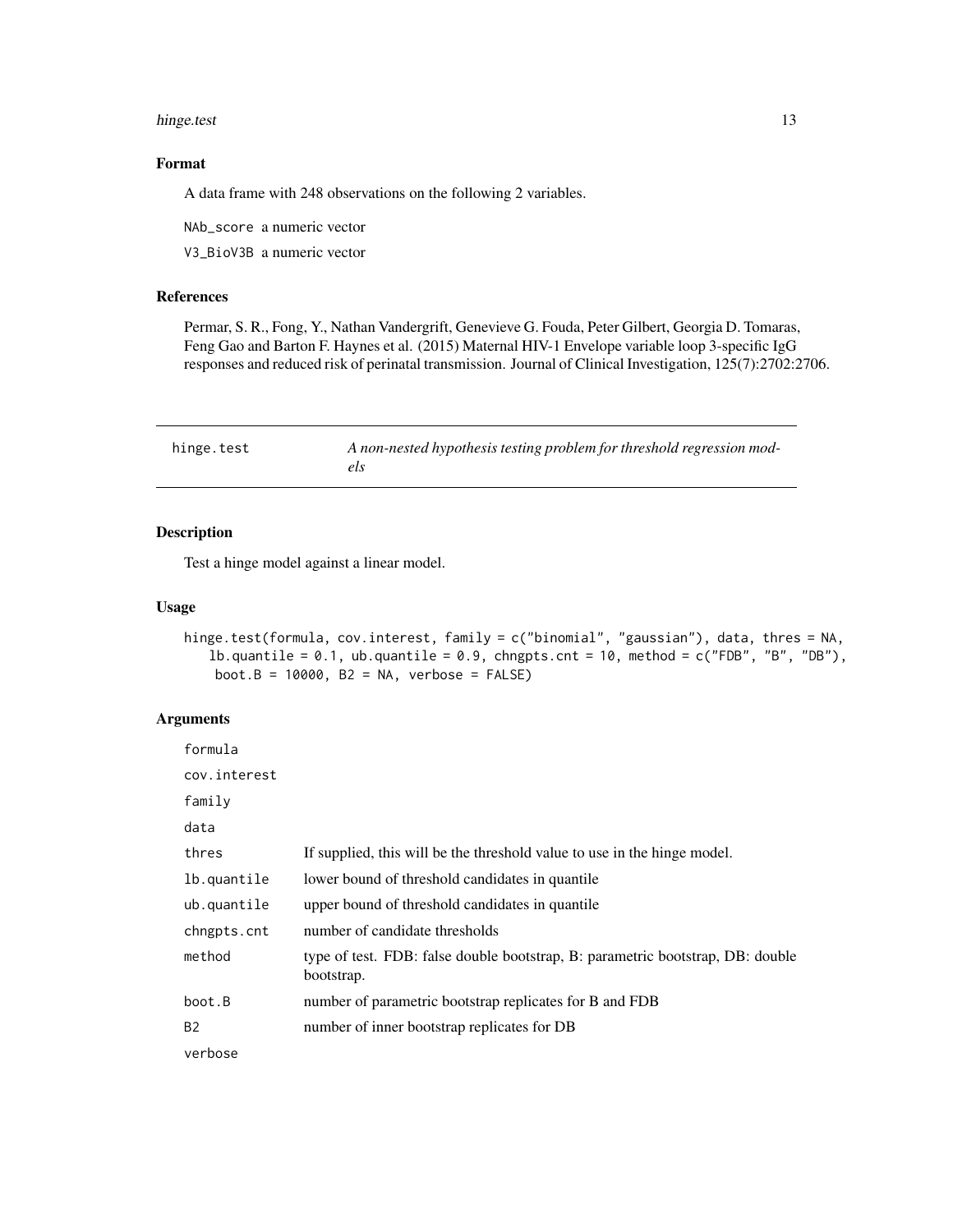### Format

A data frame with 248 observations on the following 2 variables.

`NAb_score` a numeric vector

`V3_BioV3B` a numeric vector

### References

Permar, S. R., Fong, Y., Nathan Vandergrift, Genevieve G. Fouda, Peter Gilbert, Georgia D. Tomaras, Feng Gao and Barton F. Haynes et al. (2015) Maternal HIV-1 Envelope variable loop 3-specific IgG responses and reduced risk of perinatal transmission. Journal of Clinical Investigation, 125(7):2702:2706.

---

## hinge.test — *A non-nested hypothesis testing problem for threshold regression models*

---

### Description

Test a hinge model against a linear model.

### Usage

```
hinge.test(formula, cov.interest, family = c("binomial", "gaussian"), data, thres = NA,
   lb.quantile = 0.1, ub.quantile = 0.9, chngpts.cnt = 10, method = c("FDB", "B", "DB"),
    boot.B = 10000, B2 = NA, verbose = FALSE)
```

### Arguments

| | |
|---|---|
| `formula` | |
| `cov.interest` | |
| `family` | |
| `data` | |
| `thres` | If supplied, this will be the threshold value to use in the hinge model. |
| `lb.quantile` | lower bound of threshold candidates in quantile |
| `ub.quantile` | upper bound of threshold candidates in quantile |
| `chngpts.cnt` | number of candidate thresholds |
| `method` | type of test. FDB: false double bootstrap, B: parametric bootstrap, DB: double bootstrap. |
| `boot.B` | number of parametric bootstrap replicates for B and FDB |
| `B2` | number of inner bootstrap replicates for DB |
| `verbose` | |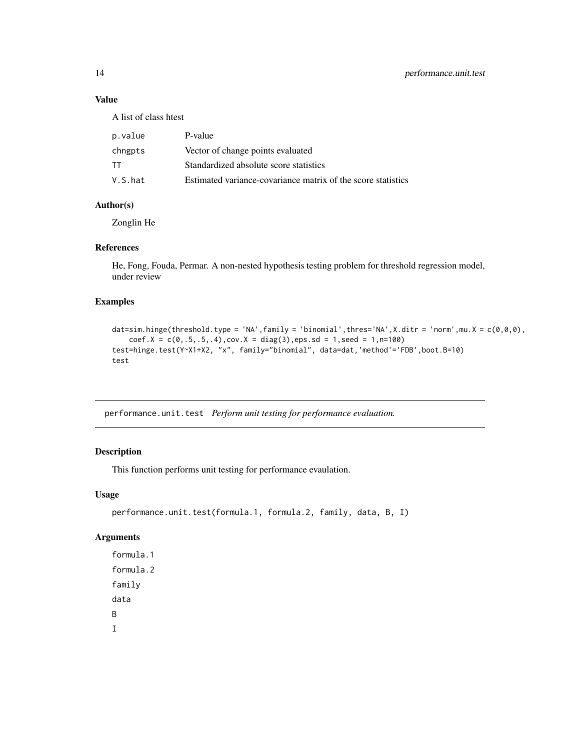## Value

A list of class htest

| | |
|---|---|
| p.value | P-value |
| chngpts | Vector of change points evaluated |
| TT | Standardized absolute score statistics |
| V.S.hat | Estimated variance-covariance matrix of the score statistics |

## Author(s)

Zonglin He

## References

He, Fong, Fouda, Permar. A non-nested hypothesis testing problem for threshold regression model, under review

## Examples

```
dat=sim.hinge(threshold.type = 'NA',family = 'binomial',thres='NA',X.ditr = 'norm',mu.X = c(0,0,0),
    coef.X = c(0,.5,.5,.4),cov.X = diag(3),eps.sd = 1,seed = 1,n=100)
test=hinge.test(Y~X1+X2, "x", family="binomial", data=dat,'method'='FDB',boot.B=10)
test
```

---

# performance.unit.test *Perform unit testing for performance evaluation.*

## Description

This function performs unit testing for performance evaulation.

## Usage

```
performance.unit.test(formula.1, formula.2, family, data, B, I)
```

## Arguments

formula.1

formula.2

family

data

B

I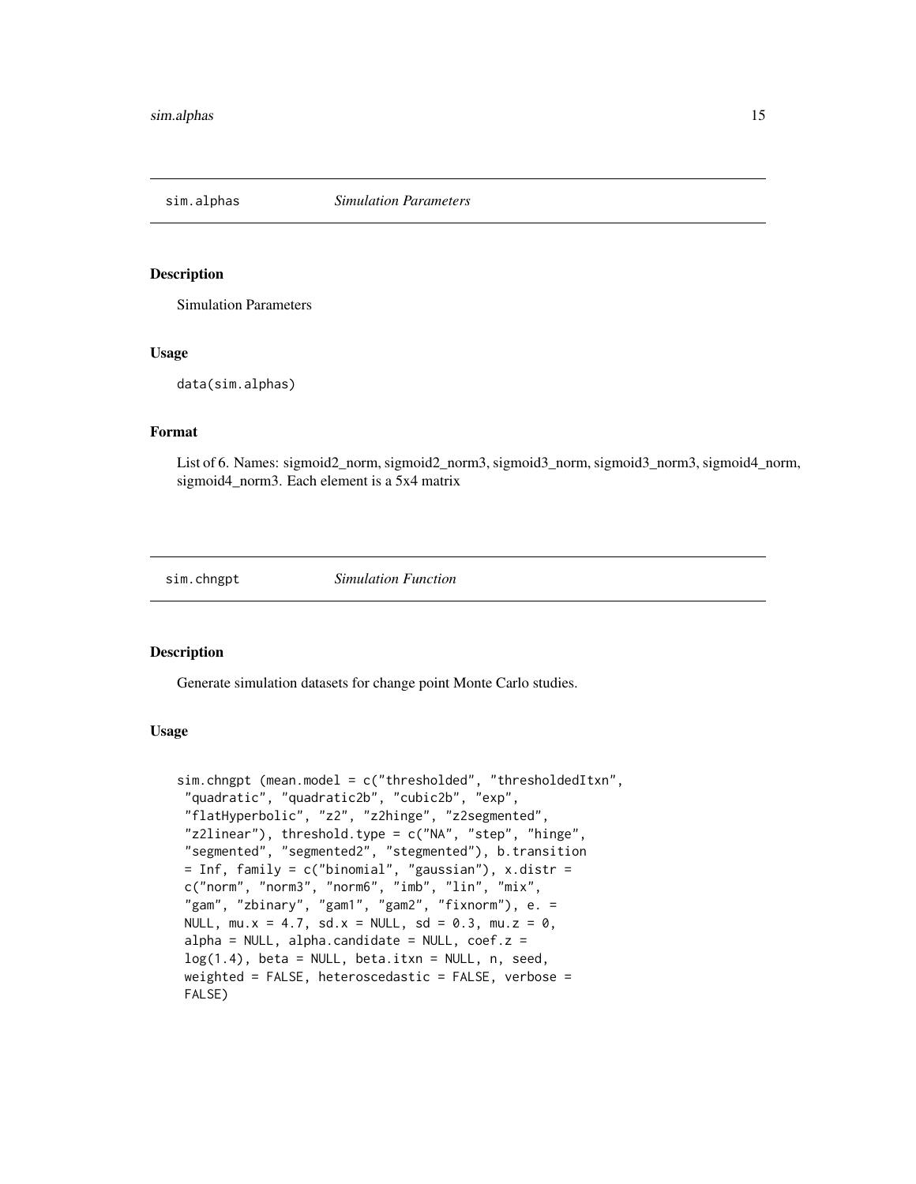## sim.alphas *Simulation Parameters*

### Description

Simulation Parameters

### Usage

```
data(sim.alphas)
```

### Format

List of 6. Names: sigmoid2_norm, sigmoid2_norm3, sigmoid3_norm, sigmoid3_norm3, sigmoid4_norm, sigmoid4_norm3. Each element is a 5x4 matrix

## sim.chngpt *Simulation Function*

### Description

Generate simulation datasets for change point Monte Carlo studies.

### Usage

```
sim.chngpt (mean.model = c("thresholded", "thresholdedItxn",
 "quadratic", "quadratic2b", "cubic2b", "exp",
 "flatHyperbolic", "z2", "z2hinge", "z2segmented",
 "z2linear"), threshold.type = c("NA", "step", "hinge",
 "segmented", "segmented2", "stegmented"), b.transition
 = Inf, family = c("binomial", "gaussian"), x.distr =
 c("norm", "norm3", "norm6", "imb", "lin", "mix",
 "gam", "zbinary", "gam1", "gam2", "fixnorm"), e. =
 NULL, mu.x = 4.7, sd.x = NULL, sd = 0.3, mu.z = 0,
 alpha = NULL, alpha.candidate = NULL, coef.z =
 log(1.4), beta = NULL, beta.itxn = NULL, n, seed,
 weighted = FALSE, heteroscedastic = FALSE, verbose =
 FALSE)
```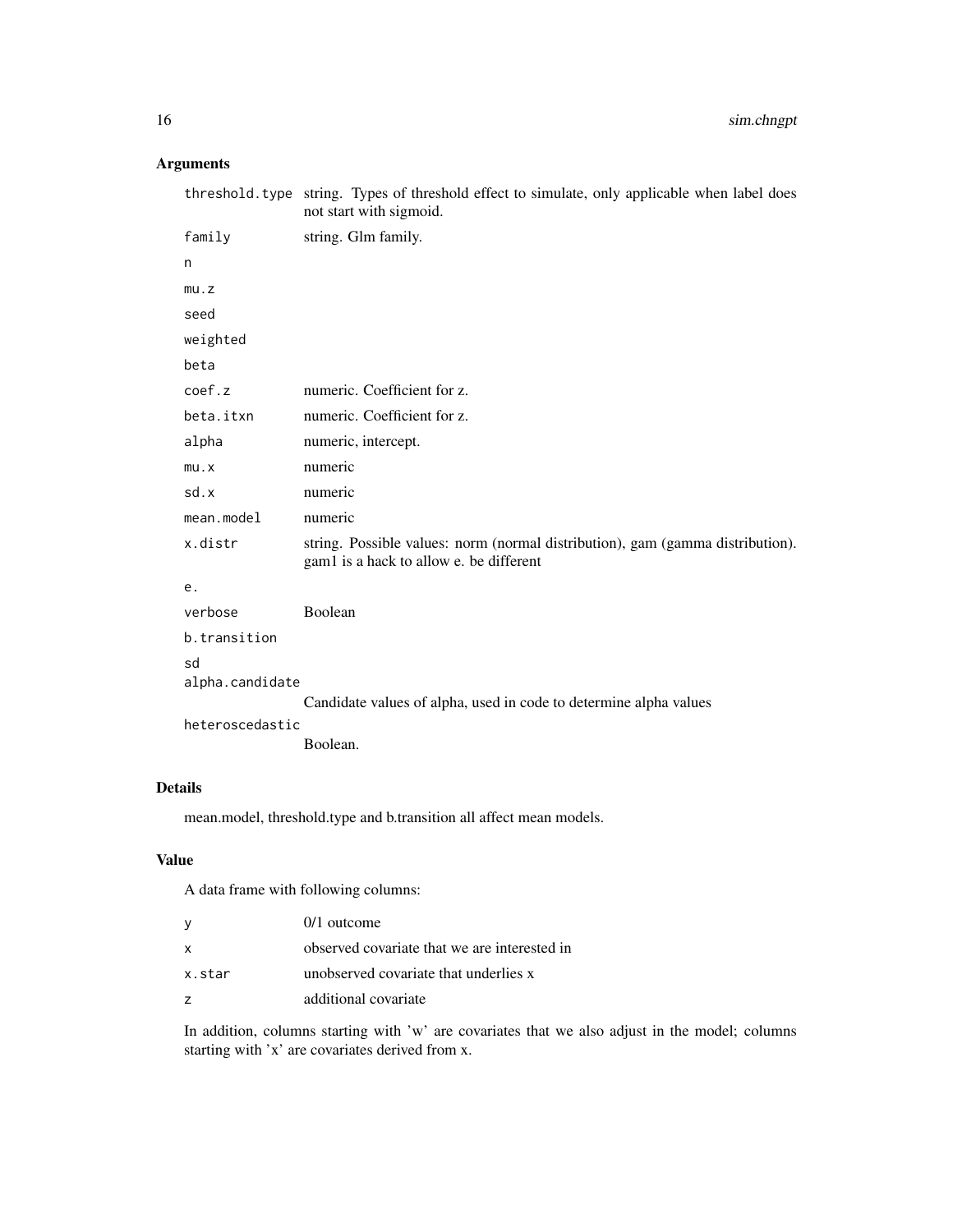## Arguments

| | |
|---|---|
| threshold.type | string. Types of threshold effect to simulate, only applicable when label does not start with sigmoid. |
| family | string. Glm family. |
| n | |
| mu.z | |
| seed | |
| weighted | |
| beta | |
| coef.z | numeric. Coefficient for z. |
| beta.itxn | numeric. Coefficient for z. |
| alpha | numeric, intercept. |
| mu.x | numeric |
| sd.x | numeric |
| mean.model | numeric |
| x.distr | string. Possible values: norm (normal distribution), gam (gamma distribution). gam1 is a hack to allow e. be different |
| e. | |
| verbose | Boolean |
| b.transition | |
| sd | |
| alpha.candidate | Candidate values of alpha, used in code to determine alpha values |
| heteroscedastic | Boolean. |

## Details

mean.model, threshold.type and b.transition all affect mean models.

## Value

A data frame with following columns:

| | |
|---|---|
| y | 0/1 outcome |
| x | observed covariate that we are interested in |
| x.star | unobserved covariate that underlies x |
| z | additional covariate |

In addition, columns starting with 'w' are covariates that we also adjust in the model; columns starting with 'x' are covariates derived from x.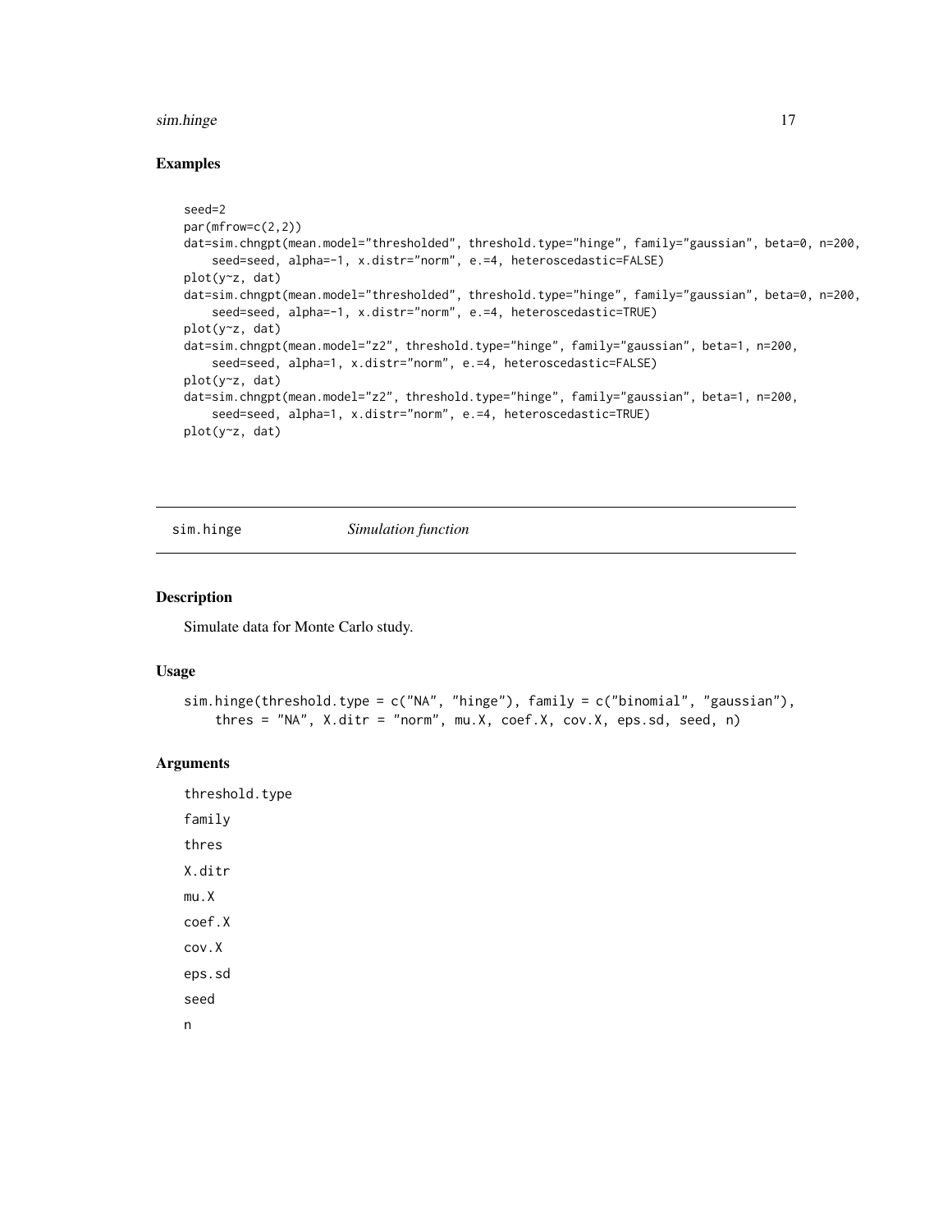## Examples

```
seed=2
par(mfrow=c(2,2))
dat=sim.chngpt(mean.model="thresholded", threshold.type="hinge", family="gaussian", beta=0, n=200,
    seed=seed, alpha=-1, x.distr="norm", e.=4, heteroscedastic=FALSE)
plot(y~z, dat)
dat=sim.chngpt(mean.model="thresholded", threshold.type="hinge", family="gaussian", beta=0, n=200,
    seed=seed, alpha=-1, x.distr="norm", e.=4, heteroscedastic=TRUE)
plot(y~z, dat)
dat=sim.chngpt(mean.model="z2", threshold.type="hinge", family="gaussian", beta=1, n=200,
    seed=seed, alpha=1, x.distr="norm", e.=4, heteroscedastic=FALSE)
plot(y~z, dat)
dat=sim.chngpt(mean.model="z2", threshold.type="hinge", family="gaussian", beta=1, n=200,
    seed=seed, alpha=1, x.distr="norm", e.=4, heteroscedastic=TRUE)
plot(y~z, dat)
```

---

# sim.hinge *Simulation function*

---

## Description

Simulate data for Monte Carlo study.

## Usage

```
sim.hinge(threshold.type = c("NA", "hinge"), family = c("binomial", "gaussian"),
    thres = "NA", X.ditr = "norm", mu.X, coef.X, cov.X, eps.sd, seed, n)
```

## Arguments

threshold.type

family

thres

X.ditr

mu.X

coef.X

cov.X

eps.sd

seed

n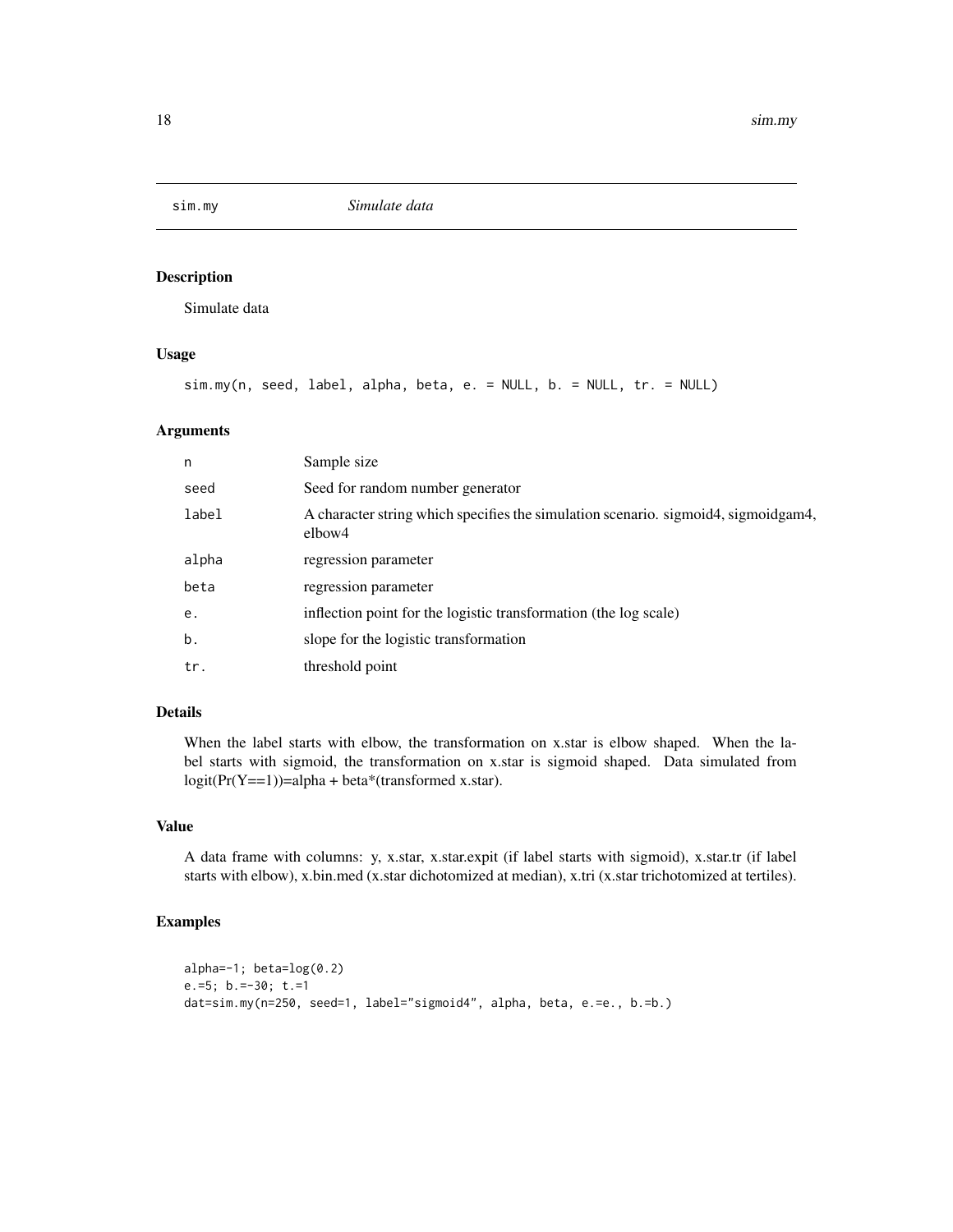## sim.my — *Simulate data*

### Description

Simulate data

### Usage

```
sim.my(n, seed, label, alpha, beta, e. = NULL, b. = NULL, tr. = NULL)
```

### Arguments

| | |
|---|---|
| n | Sample size |
| seed | Seed for random number generator |
| label | A character string which specifies the simulation scenario. sigmoid4, sigmoidgam4, elbow4 |
| alpha | regression parameter |
| beta | regression parameter |
| e. | inflection point for the logistic transformation (the log scale) |
| b. | slope for the logistic transformation |
| tr. | threshold point |

### Details

When the label starts with elbow, the transformation on x.star is elbow shaped. When the label starts with sigmoid, the transformation on x.star is sigmoid shaped. Data simulated from logit(Pr(Y==1))=alpha + beta*(transformed x.star).

### Value

A data frame with columns: y, x.star, x.star.expit (if label starts with sigmoid), x.star.tr (if label starts with elbow), x.bin.med (x.star dichotomized at median), x.tri (x.star trichotomized at tertiles).

### Examples

```
alpha=-1; beta=log(0.2)
e.=5; b.=-30; t.=1
dat=sim.my(n=250, seed=1, label="sigmoid4", alpha, beta, e.=e., b.=b.)
```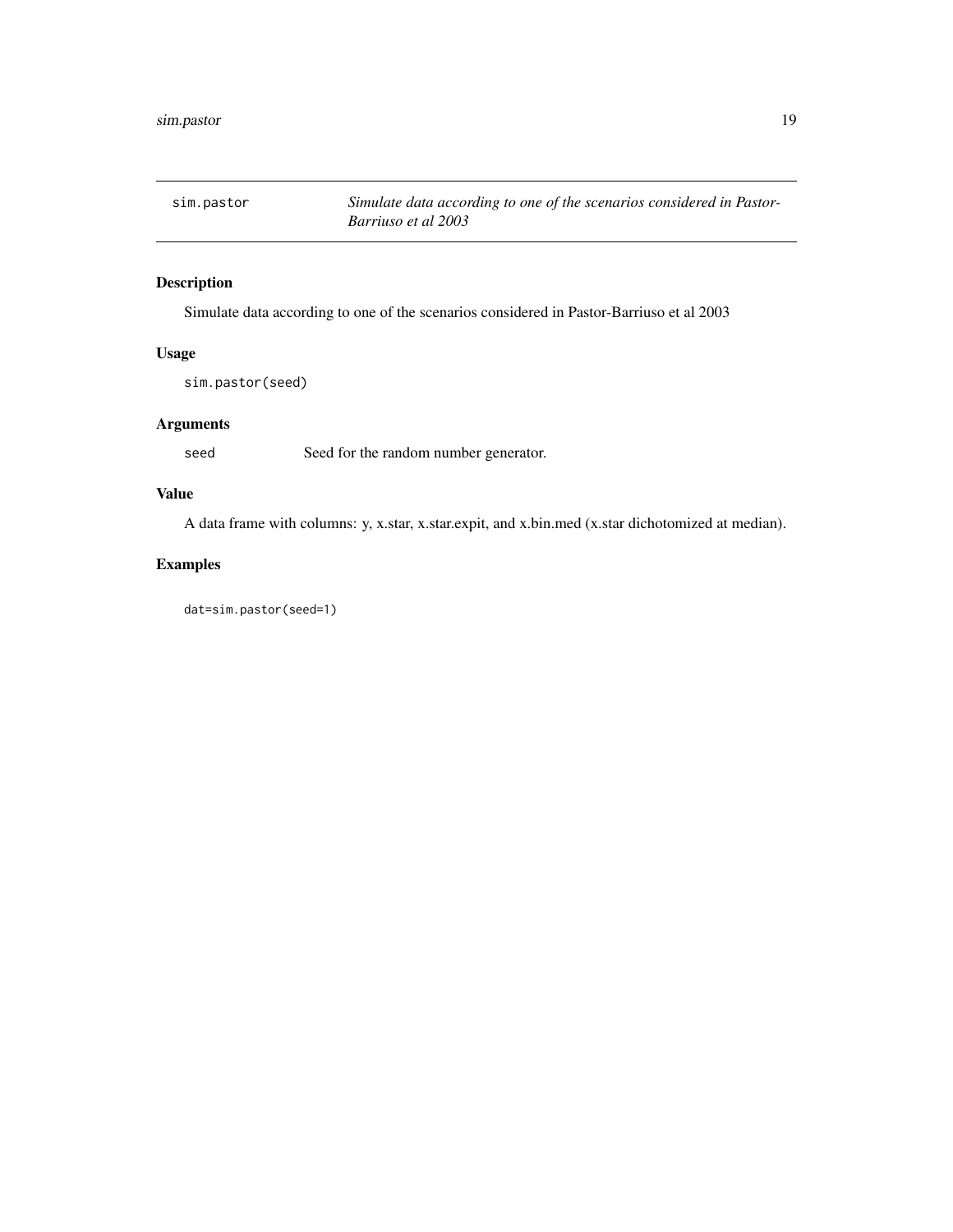# sim.pastor

*Simulate data according to one of the scenarios considered in Pastor-Barriuso et al 2003*

## Description

Simulate data according to one of the scenarios considered in Pastor-Barriuso et al 2003

## Usage

```
sim.pastor(seed)
```

## Arguments

| | |
|---|---|
| seed | Seed for the random number generator. |

## Value

A data frame with columns: y, x.star, x.star.expit, and x.bin.med (x.star dichotomized at median).

## Examples

```
dat=sim.pastor(seed=1)
```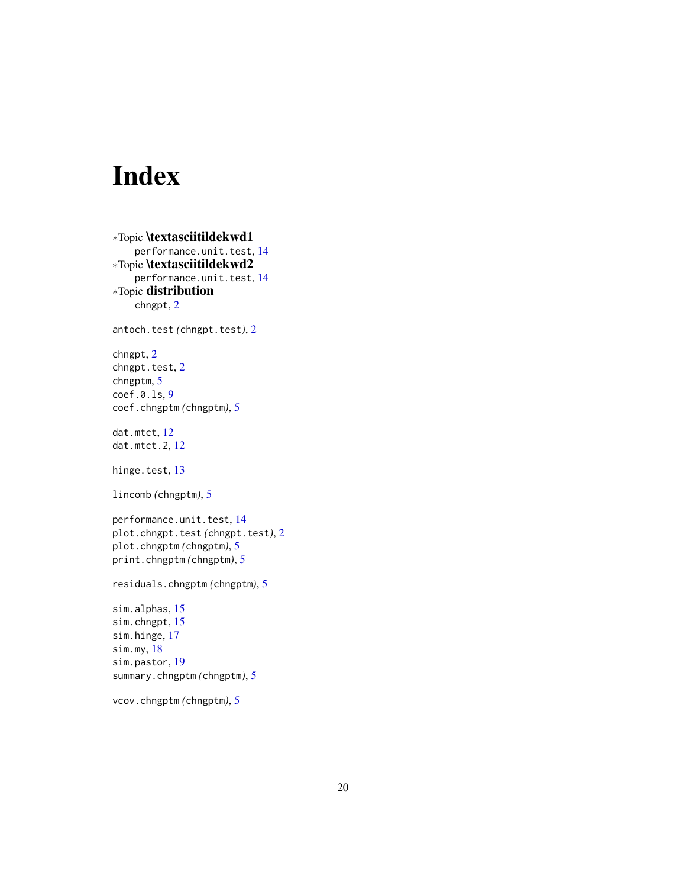# Index

*Topic \textasciitildekwd1
    performance.unit.test, 14
*Topic \textasciitildekwd2
    performance.unit.test, 14
*Topic distribution
    chngpt, 2

antoch.test (chngpt.test), 2

chngpt, 2
chngpt.test, 2
chngptm, 5
coef.0.ls, 9
coef.chngptm (chngptm), 5

dat.mtct, 12
dat.mtct.2, 12

hinge.test, 13

lincomb (chngptm), 5

performance.unit.test, 14
plot.chngpt.test (chngpt.test), 2
plot.chngptm (chngptm), 5
print.chngptm (chngptm), 5

residuals.chngptm (chngptm), 5

sim.alphas, 15
sim.chngpt, 15
sim.hinge, 17
sim.my, 18
sim.pastor, 19
summary.chngptm (chngptm), 5

vcov.chngptm (chngptm), 5